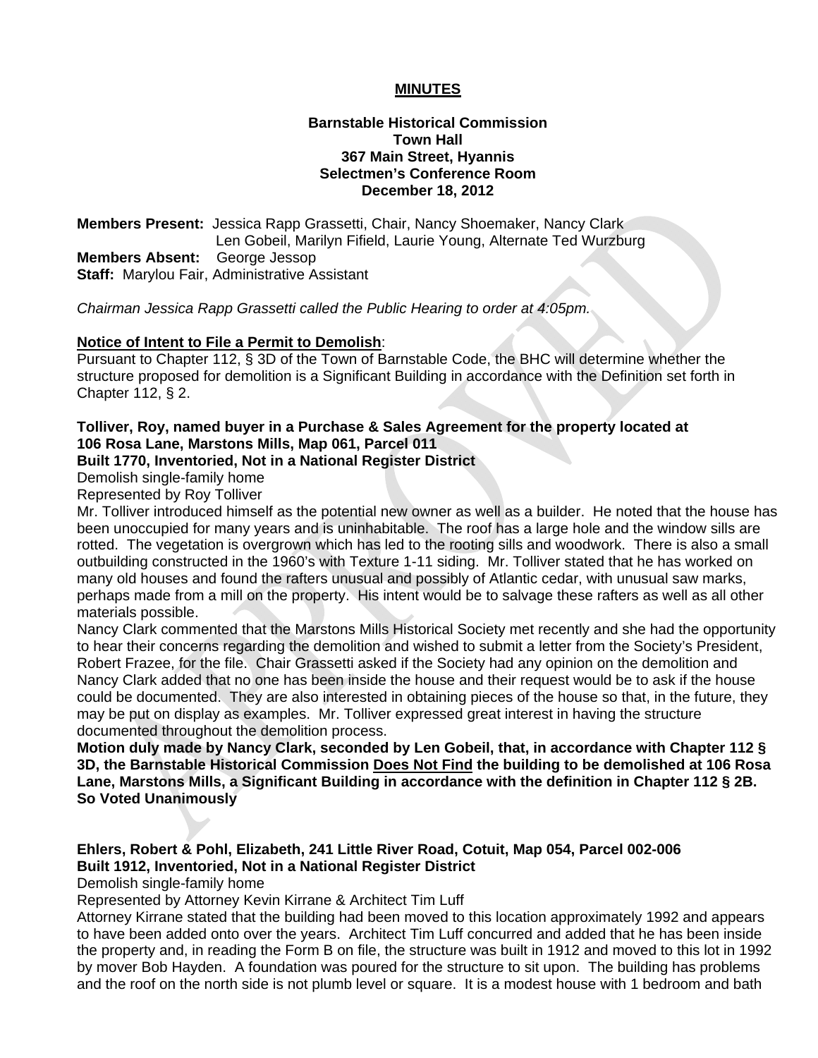**MINUTES**

**Barnstable Historical Commission**
**Town Hall**
**367 Main Street, Hyannis**
**Selectmen's Conference Room**
**December 18, 2012**

**Members Present:** Jessica Rapp Grassetti, Chair, Nancy Shoemaker, Nancy Clark, Len Gobeil, Marilyn Fifield, Laurie Young, Alternate Ted Wurzburg
**Members Absent:** George Jessop
**Staff:** Marylou Fair, Administrative Assistant

*Chairman Jessica Rapp Grassetti called the Public Hearing to order at 4:05pm.*

**Notice of Intent to File a Permit to Demolish**:
Pursuant to Chapter 112, § 3D of the Town of Barnstable Code, the BHC will determine whether the structure proposed for demolition is a Significant Building in accordance with the Definition set forth in Chapter 112, § 2.

**Tolliver, Roy, named buyer in a Purchase & Sales Agreement for the property located at 106 Rosa Lane, Marstons Mills, Map 061, Parcel 011**
**Built 1770, Inventoried, Not in a National Register District**
Demolish single-family home
Represented by Roy Tolliver
Mr. Tolliver introduced himself as the potential new owner as well as a builder. He noted that the house has been unoccupied for many years and is uninhabitable. The roof has a large hole and the window sills are rotted. The vegetation is overgrown which has led to the rooting sills and woodwork. There is also a small outbuilding constructed in the 1960's with Texture 1-11 siding. Mr. Tolliver stated that he has worked on many old houses and found the rafters unusual and possibly of Atlantic cedar, with unusual saw marks, perhaps made from a mill on the property. His intent would be to salvage these rafters as well as all other materials possible.
Nancy Clark commented that the Marstons Mills Historical Society met recently and she had the opportunity to hear their concerns regarding the demolition and wished to submit a letter from the Society's President, Robert Frazee, for the file. Chair Grassetti asked if the Society had any opinion on the demolition and Nancy Clark added that no one has been inside the house and their request would be to ask if the house could be documented. They are also interested in obtaining pieces of the house so that, in the future, they may be put on display as examples. Mr. Tolliver expressed great interest in having the structure documented throughout the demolition process.
**Motion duly made by Nancy Clark, seconded by Len Gobeil, that, in accordance with Chapter 112 § 3D, the Barnstable Historical Commission Does Not Find the building to be demolished at 106 Rosa Lane, Marstons Mills, a Significant Building in accordance with the definition in Chapter 112 § 2B.**
**So Voted Unanimously**

**Ehlers, Robert & Pohl, Elizabeth, 241 Little River Road, Cotuit, Map 054, Parcel 002-006**
**Built 1912, Inventoried, Not in a National Register District**
Demolish single-family home
Represented by Attorney Kevin Kirrane & Architect Tim Luff
Attorney Kirrane stated that the building had been moved to this location approximately 1992 and appears to have been added onto over the years. Architect Tim Luff concurred and added that he has been inside the property and, in reading the Form B on file, the structure was built in 1912 and moved to this lot in 1992 by mover Bob Hayden. A foundation was poured for the structure to sit upon. The building has problems and the roof on the north side is not plumb level or square. It is a modest house with 1 bedroom and bath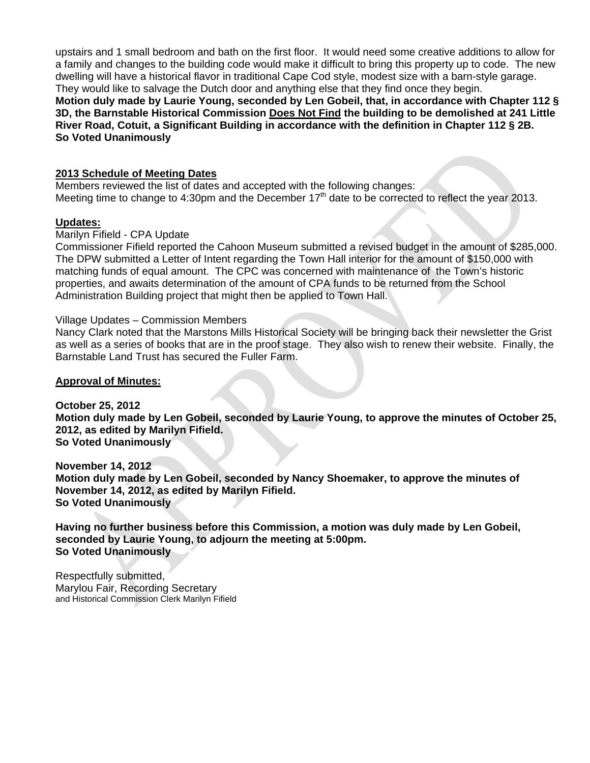upstairs and 1 small bedroom and bath on the first floor. It would need some creative additions to allow for a family and changes to the building code would make it difficult to bring this property up to code. The new dwelling will have a historical flavor in traditional Cape Cod style, modest size with a barn-style garage. They would like to salvage the Dutch door and anything else that they find once they begin.
**Motion duly made by Laurie Young, seconded by Len Gobeil, that, in accordance with Chapter 112 § 3D, the Barnstable Historical Commission <u>Does Not Find</u> the building to be demolished at 241 Little River Road, Cotuit, a Significant Building in accordance with the definition in Chapter 112 § 2B.**
**So Voted Unanimously**

**<u>2013 Schedule of Meeting Dates</u>**
Members reviewed the list of dates and accepted with the following changes:
Meeting time to change to 4:30pm and the December 17th date to be corrected to reflect the year 2013.

**<u>Updates:</u>**
Marilyn Fifield - CPA Update
Commissioner Fifield reported the Cahoon Museum submitted a revised budget in the amount of $285,000. The DPW submitted a Letter of Intent regarding the Town Hall interior for the amount of $150,000 with matching funds of equal amount. The CPC was concerned with maintenance of the Town's historic properties, and awaits determination of the amount of CPA funds to be returned from the School Administration Building project that might then be applied to Town Hall.

Village Updates – Commission Members
Nancy Clark noted that the Marstons Mills Historical Society will be bringing back their newsletter the Grist as well as a series of books that are in the proof stage. They also wish to renew their website. Finally, the Barnstable Land Trust has secured the Fuller Farm.

**<u>Approval of Minutes:</u>**

**October 25, 2012**
**Motion duly made by Len Gobeil, seconded by Laurie Young, to approve the minutes of October 25, 2012, as edited by Marilyn Fifield.**
**So Voted Unanimously**

**November 14, 2012**
**Motion duly made by Len Gobeil, seconded by Nancy Shoemaker, to approve the minutes of November 14, 2012, as edited by Marilyn Fifield.**
**So Voted Unanimously**

**Having no further business before this Commission, a motion was duly made by Len Gobeil, seconded by Laurie Young, to adjourn the meeting at 5:00pm.**
**So Voted Unanimously**

Respectfully submitted,
Marylou Fair, Recording Secretary
and Historical Commission Clerk Marilyn Fifield